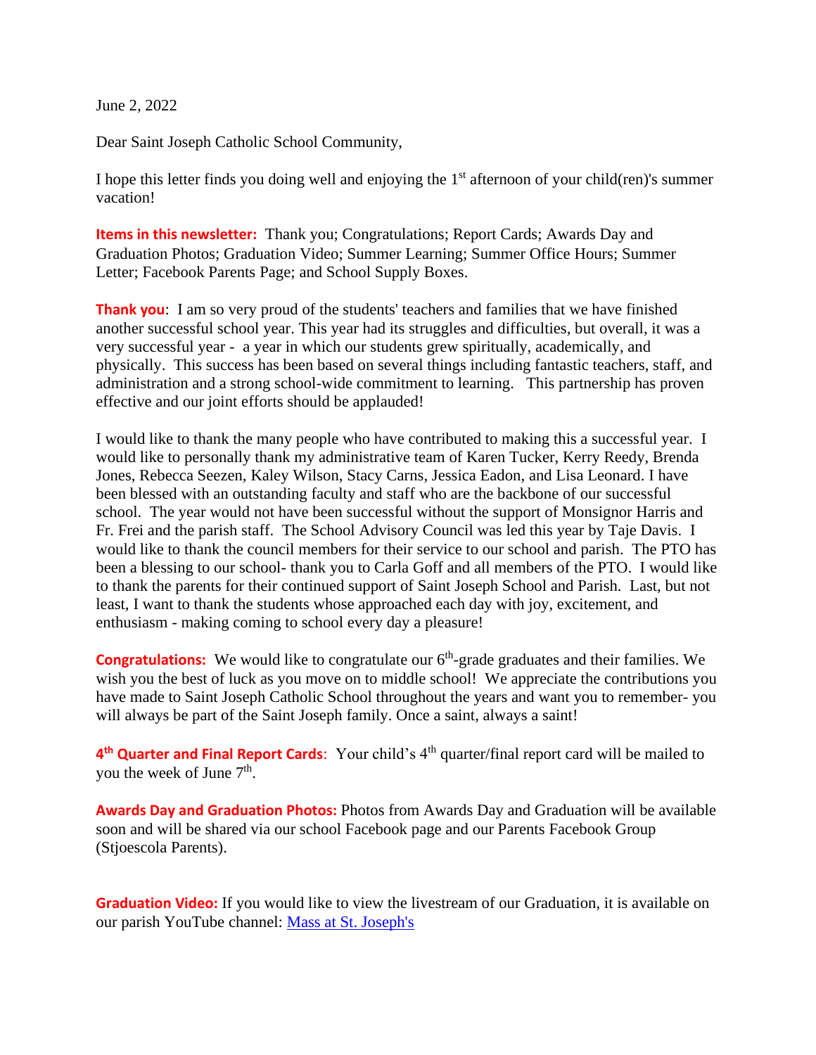June 2, 2022

Dear Saint Joseph Catholic School Community,

I hope this letter finds you doing well and enjoying the 1st afternoon of your child(ren)'s summer vacation!

**Items in this newsletter:** Thank you; Congratulations; Report Cards; Awards Day and Graduation Photos; Graduation Video; Summer Learning; Summer Office Hours; Summer Letter; Facebook Parents Page; and School Supply Boxes.

**Thank you**: I am so very proud of the students' teachers and families that we have finished another successful school year. This year had its struggles and difficulties, but overall, it was a very successful year - a year in which our students grew spiritually, academically, and physically. This success has been based on several things including fantastic teachers, staff, and administration and a strong school-wide commitment to learning. This partnership has proven effective and our joint efforts should be applauded!

I would like to thank the many people who have contributed to making this a successful year. I would like to personally thank my administrative team of Karen Tucker, Kerry Reedy, Brenda Jones, Rebecca Seezen, Kaley Wilson, Stacy Carns, Jessica Eadon, and Lisa Leonard. I have been blessed with an outstanding faculty and staff who are the backbone of our successful school. The year would not have been successful without the support of Monsignor Harris and Fr. Frei and the parish staff. The School Advisory Council was led this year by Taje Davis. I would like to thank the council members for their service to our school and parish. The PTO has been a blessing to our school- thank you to Carla Goff and all members of the PTO. I would like to thank the parents for their continued support of Saint Joseph School and Parish. Last, but not least, I want to thank the students whose approached each day with joy, excitement, and enthusiasm - making coming to school every day a pleasure!

**Congratulations:** We would like to congratulate our 6th-grade graduates and their families. We wish you the best of luck as you move on to middle school! We appreciate the contributions you have made to Saint Joseph Catholic School throughout the years and want you to remember- you will always be part of the Saint Joseph family. Once a saint, always a saint!

**4th Quarter and Final Report Cards**: Your child's 4th quarter/final report card will be mailed to you the week of June 7th.

**Awards Day and Graduation Photos:** Photos from Awards Day and Graduation will be available soon and will be shared via our school Facebook page and our Parents Facebook Group (Stjoescola Parents).

**Graduation Video:** If you would like to view the livestream of our Graduation, it is available on our parish YouTube channel: [Mass at St. Joseph's]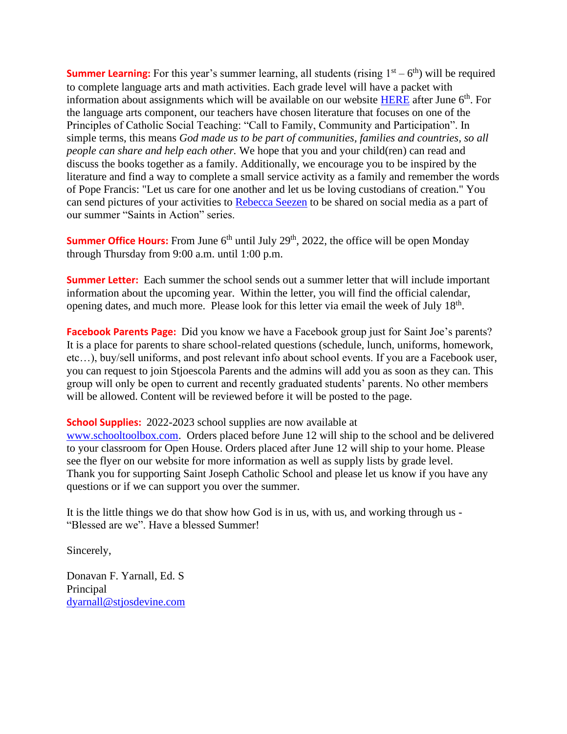**Summer Learning:** For this year's summer learning, all students (rising 1st – 6th) will be required to complete language arts and math activities. Each grade level will have a packet with information about assignments which will be available on our website HERE after June 6th. For the language arts component, our teachers have chosen literature that focuses on one of the Principles of Catholic Social Teaching: "Call to Family, Community and Participation". In simple terms, this means *God made us to be part of communities, families and countries, so all people can share and help each other.* We hope that you and your child(ren) can read and discuss the books together as a family. Additionally, we encourage you to be inspired by the literature and find a way to complete a small service activity as a family and remember the words of Pope Francis: "Let us care for one another and let us be loving custodians of creation." You can send pictures of your activities to Rebecca Seezen to be shared on social media as a part of our summer "Saints in Action" series.

**Summer Office Hours:** From June 6th until July 29th, 2022, the office will be open Monday through Thursday from 9:00 a.m. until 1:00 p.m.

**Summer Letter:** Each summer the school sends out a summer letter that will include important information about the upcoming year. Within the letter, you will find the official calendar, opening dates, and much more. Please look for this letter via email the week of July 18th.

**Facebook Parents Page:** Did you know we have a Facebook group just for Saint Joe's parents? It is a place for parents to share school-related questions (schedule, lunch, uniforms, homework, etc…), buy/sell uniforms, and post relevant info about school events. If you are a Facebook user, you can request to join Stjoescola Parents and the admins will add you as soon as they can. This group will only be open to current and recently graduated students' parents. No other members will be allowed. Content will be reviewed before it will be posted to the page.

**School Supplies:** 2022-2023 school supplies are now available at www.schooltoolbox.com. Orders placed before June 12 will ship to the school and be delivered to your classroom for Open House. Orders placed after June 12 will ship to your home. Please see the flyer on our website for more information as well as supply lists by grade level.
Thank you for supporting Saint Joseph Catholic School and please let us know if you have any questions or if we can support you over the summer.

It is the little things we do that show how God is in us, with us, and working through us - "Blessed are we". Have a blessed Summer!

Sincerely,

Donavan F. Yarnall, Ed. S
Principal
dyarnall@stjosdevine.com